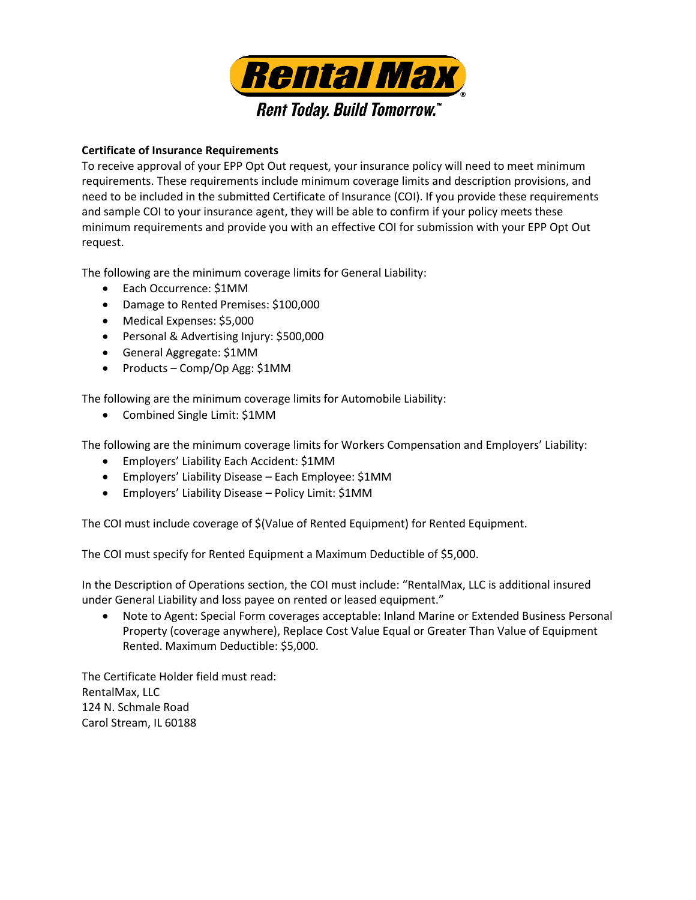**Certificate of Insurance Requirements**

To receive approval of your EPP Opt Out request, your insurance policy will need to meet minimum requirements. These requirements include minimum coverage limits and description provisions, and need to be included in the submitted Certificate of Insurance (COI). If you provide these requirements and sample COI to your insurance agent, they will be able to confirm if your policy meets these minimum requirements and provide you with an effective COI for submission with your EPP Opt Out request.

The following are the minimum coverage limits for General Liability:

- Each Occurrence: $1MM
- Damage to Rented Premises: $100,000
- Medical Expenses: $5,000
- Personal & Advertising Injury: $500,000
- General Aggregate: $1MM
- Products – Comp/Op Agg: $1MM

The following are the minimum coverage limits for Automobile Liability:

- Combined Single Limit: $1MM

The following are the minimum coverage limits for Workers Compensation and Employers' Liability:

- Employers' Liability Each Accident: $1MM
- Employers' Liability Disease – Each Employee: $1MM
- Employers' Liability Disease – Policy Limit: $1MM

The COI must include coverage of $(Value of Rented Equipment) for Rented Equipment.

The COI must specify for Rented Equipment a Maximum Deductible of $5,000.

In the Description of Operations section, the COI must include: "RentalMax, LLC is additional insured under General Liability and loss payee on rented or leased equipment."

- Note to Agent: Special Form coverages acceptable: Inland Marine or Extended Business Personal Property (coverage anywhere), Replace Cost Value Equal or Greater Than Value of Equipment Rented. Maximum Deductible: $5,000.

The Certificate Holder field must read:
RentalMax, LLC
124 N. Schmale Road
Carol Stream, IL 60188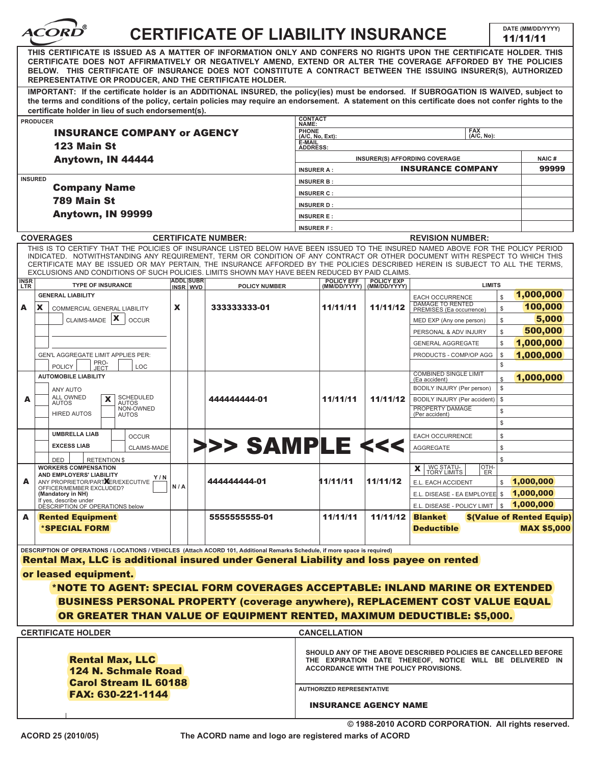# ACORD® CERTIFICATE OF LIABILITY INSURANCE

DATE (MM/DD/YYYY): 11/11/11

**THIS CERTIFICATE IS ISSUED AS A MATTER OF INFORMATION ONLY AND CONFERS NO RIGHTS UPON THE CERTIFICATE HOLDER. THIS CERTIFICATE DOES NOT AFFIRMATIVELY OR NEGATIVELY AMEND, EXTEND OR ALTER THE COVERAGE AFFORDED BY THE POLICIES BELOW. THIS CERTIFICATE OF INSURANCE DOES NOT CONSTITUTE A CONTRACT BETWEEN THE ISSUING INSURER(S), AUTHORIZED REPRESENTATIVE OR PRODUCER, AND THE CERTIFICATE HOLDER.**

**IMPORTANT: If the certificate holder is an ADDITIONAL INSURED, the policy(ies) must be endorsed. If SUBROGATION IS WAIVED, subject to the terms and conditions of the policy, certain policies may require an endorsement. A statement on this certificate does not confer rights to the certificate holder in lieu of such endorsement(s).**

| | | |
|---|---|---|
| **PRODUCER**<br>INSURANCE COMPANY or AGENCY<br>123 Main St<br>Anytown, IN 44444 | CONTACT NAME:<br>PHONE (A/C, No, Ext):<br>E-MAIL ADDRESS: | FAX (A/C, No): |
| | **INSURER(S) AFFORDING COVERAGE** | **NAIC #** |
| | INSURER A : INSURANCE COMPANY | 99999 |
| **INSURED**<br>Company Name<br>789 Main St<br>Anytown, IN 99999 | INSURER B : | |
| | INSURER C : | |
| | INSURER D : | |
| | INSURER E : | |
| | INSURER F : | |

**COVERAGES** CERTIFICATE NUMBER: REVISION NUMBER:

THIS IS TO CERTIFY THAT THE POLICIES OF INSURANCE LISTED BELOW HAVE BEEN ISSUED TO THE INSURED NAMED ABOVE FOR THE POLICY PERIOD INDICATED. NOTWITHSTANDING ANY REQUIREMENT, TERM OR CONDITION OF ANY CONTRACT OR OTHER DOCUMENT WITH RESPECT TO WHICH THIS CERTIFICATE MAY BE ISSUED OR MAY PERTAIN, THE INSURANCE AFFORDED BY THE POLICIES DESCRIBED HEREIN IS SUBJECT TO ALL THE TERMS, EXCLUSIONS AND CONDITIONS OF SUCH POLICIES. LIMITS SHOWN MAY HAVE BEEN REDUCED BY PAID CLAIMS.

| INSR LTR | TYPE OF INSURANCE | ADDL INSR | SUBR WVD | POLICY NUMBER | POLICY EFF (MM/DD/YYYY) | POLICY EXP (MM/DD/YYYY) | LIMITS | |
|---|---|---|---|---|---|---|---|---|
| A | GENERAL LIABILITY<br>X COMMERCIAL GENERAL LIABILITY<br>CLAIMS-MADE [X] OCCUR<br>GEN'L AGGREGATE LIMIT APPLIES PER: POLICY / PRO-JECT / LOC | X | | 333333333-01 | 11/11/11 | 11/11/12 | EACH OCCURRENCE | $ 1,000,000 |
| | | | | | | | DAMAGE TO RENTED PREMISES (Ea occurrence) | $ 100,000 |
| | | | | | | | MED EXP (Any one person) | $ 5,000 |
| | | | | | | | PERSONAL & ADV INJURY | $ 500,000 |
| | | | | | | | GENERAL AGGREGATE | $ 1,000,000 |
| | | | | | | | PRODUCTS - COMP/OP AGG | $ 1,000,000 |
| | | | | | | | | $ |
| A | AUTOMOBILE LIABILITY<br>ANY AUTO<br>ALL OWNED AUTOS [X] SCHEDULED AUTOS<br>HIRED AUTOS NON-OWNED AUTOS | | | 444444444-01 | 11/11/11 | 11/11/12 | COMBINED SINGLE LIMIT (Ea accident) | $ 1,000,000 |
| | | | | | | | BODILY INJURY (Per person) | $ |
| | | | | | | | BODILY INJURY (Per accident) | $ |
| | | | | | | | PROPERTY DAMAGE (Per accident) | $ |
| | | | | | | | | $ |
| | UMBRELLA LIAB / OCCUR<br>EXCESS LIAB / CLAIMS-MADE<br>DED / RETENTION $ | | | >>> SAMPLE <<< | | | EACH OCCURRENCE | $ |
| | | | | | | | AGGREGATE | $ |
| | | | | | | | | $ |
| A | WORKERS COMPENSATION AND EMPLOYERS' LIABILITY Y/N<br>ANY PROPRIETOR/PARTNER/EXECUTIVE OFFICER/MEMBER EXCLUDED? (Mandatory in NH)<br>If yes, describe under DESCRIPTION OF OPERATIONS below | N/A | | 444444444-01 | 11/11/11 | 11/11/12 | X WC STATUTORY LIMITS / OTHER | |
| | | | | | | | E.L. EACH ACCIDENT | $ 1,000,000 |
| | | | | | | | E.L. DISEASE - EA EMPLOYEE | $ 1,000,000 |
| | | | | | | | E.L. DISEASE - POLICY LIMIT | $ 1,000,000 |
| A | Rented Equipment<br>*SPECIAL FORM | | | 5555555555-01 | 11/11/11 | 11/11/12 | Blanket | $(Value of Rented Equip) |
| | | | | | | | Deductible | MAX $5,000 |

**DESCRIPTION OF OPERATIONS / LOCATIONS / VEHICLES** (Attach ACORD 101, Additional Remarks Schedule, if more space is required)

Rental Max, LLC is additional insured under General Liability and loss payee on rented or leased equipment.

*NOTE TO AGENT: SPECIAL FORM COVERAGES ACCEPTABLE: INLAND MARINE OR EXTENDED BUSINESS PERSONAL PROPERTY (coverage anywhere), REPLACEMENT COST VALUE EQUAL OR GREATER THAN VALUE OF EQUIPMENT RENTED, MAXIMUM DEDUCTIBLE: $5,000.

| CERTIFICATE HOLDER | CANCELLATION |
|---|---|
| Rental Max, LLC<br>124 N. Schmale Road<br>Carol Stream IL 60188<br>FAX: 630-221-1144 | SHOULD ANY OF THE ABOVE DESCRIBED POLICIES BE CANCELLED BEFORE THE EXPIRATION DATE THEREOF, NOTICE WILL BE DELIVERED IN ACCORDANCE WITH THE POLICY PROVISIONS.<br><br>AUTHORIZED REPRESENTATIVE<br>INSURANCE AGENCY NAME |

© 1988-2010 ACORD CORPORATION. All rights reserved.

ACORD 25 (2010/05) The ACORD name and logo are registered marks of ACORD